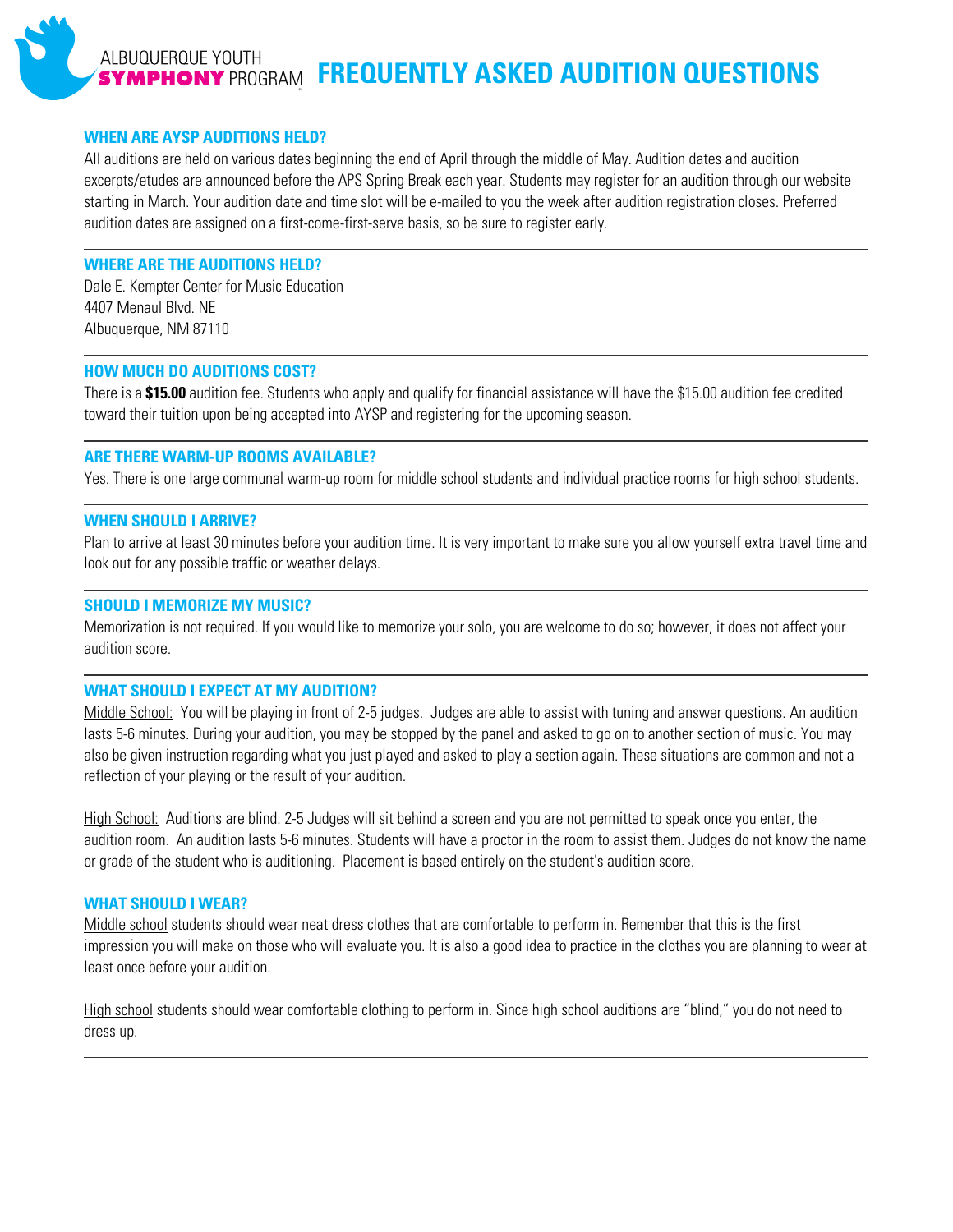ALBUQUERQUE YOUTH **SYMPHONY** PROGRAM

# FREQUENTLY ASKED AUDITION QUESTIONS

### WHEN ARE AYSP AUDITIONS HELD?

All auditions are held on various dates beginning the end of April through the middle of May. Audition dates and audition excerpts/etudes are announced before the APS Spring Break each year. Students may register for an audition through our website starting in March. Your audition date and time slot will be e-mailed to you the week after audition registration closes. Preferred audition dates are assigned on a first-come-first-serve basis, so be sure to register early.

---

### WHERE ARE THE AUDITIONS HELD?

Dale E. Kempter Center for Music Education
4407 Menaul Blvd. NE
Albuquerque, NM 87110

---

### HOW MUCH DO AUDITIONS COST?

There is a **$15.00** audition fee. Students who apply and qualify for financial assistance will have the $15.00 audition fee credited toward their tuition upon being accepted into AYSP and registering for the upcoming season.

---

### ARE THERE WARM-UP ROOMS AVAILABLE?

Yes. There is one large communal warm-up room for middle school students and individual practice rooms for high school students.

---

### WHEN SHOULD I ARRIVE?

Plan to arrive at least 30 minutes before your audition time. It is very important to make sure you allow yourself extra travel time and look out for any possible traffic or weather delays.

---

### SHOULD I MEMORIZE MY MUSIC?

Memorization is not required. If you would like to memorize your solo, you are welcome to do so; however, it does not affect your audition score.

---

### WHAT SHOULD I EXPECT AT MY AUDITION?

Middle School: You will be playing in front of 2-5 judges. Judges are able to assist with tuning and answer questions. An audition lasts 5-6 minutes. During your audition, you may be stopped by the panel and asked to go on to another section of music. You may also be given instruction regarding what you just played and asked to play a section again. These situations are common and not a reflection of your playing or the result of your audition.

High School: Auditions are blind. 2-5 Judges will sit behind a screen and you are not permitted to speak once you enter, the audition room. An audition lasts 5-6 minutes. Students will have a proctor in the room to assist them. Judges do not know the name or grade of the student who is auditioning. Placement is based entirely on the student's audition score.

### WHAT SHOULD I WEAR?

Middle school students should wear neat dress clothes that are comfortable to perform in. Remember that this is the first impression you will make on those who will evaluate you. It is also a good idea to practice in the clothes you are planning to wear at least once before your audition.

High school students should wear comfortable clothing to perform in. Since high school auditions are "blind," you do not need to dress up.

---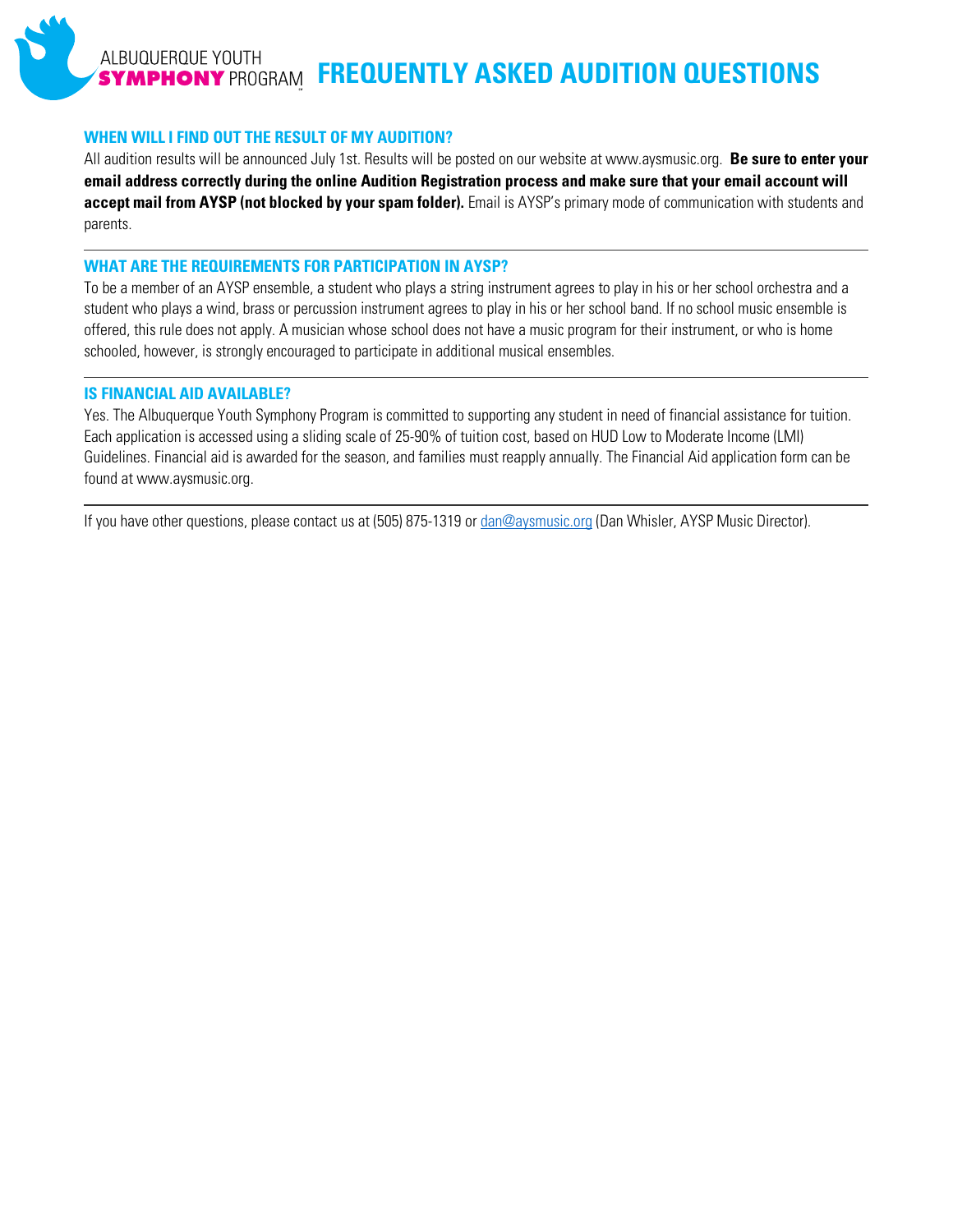ALBUQUERQUE YOUTH **SYMPHONY** PROGRAM

# FREQUENTLY ASKED AUDITION QUESTIONS

### WHEN WILL I FIND OUT THE RESULT OF MY AUDITION?

All audition results will be announced July 1st. Results will be posted on our website at www.aysmusic.org. **Be sure to enter your email address correctly during the online Audition Registration process and make sure that your email account will accept mail from AYSP (not blocked by your spam folder).** Email is AYSP's primary mode of communication with students and parents.

---

### WHAT ARE THE REQUIREMENTS FOR PARTICIPATION IN AYSP?

To be a member of an AYSP ensemble, a student who plays a string instrument agrees to play in his or her school orchestra and a student who plays a wind, brass or percussion instrument agrees to play in his or her school band. If no school music ensemble is offered, this rule does not apply. A musician whose school does not have a music program for their instrument, or who is home schooled, however, is strongly encouraged to participate in additional musical ensembles.

---

### IS FINANCIAL AID AVAILABLE?

Yes. The Albuquerque Youth Symphony Program is committed to supporting any student in need of financial assistance for tuition. Each application is accessed using a sliding scale of 25-90% of tuition cost, based on HUD Low to Moderate Income (LMI) Guidelines. Financial aid is awarded for the season, and families must reapply annually. The Financial Aid application form can be found at www.aysmusic.org.

---

If you have other questions, please contact us at (505) 875-1319 or dan@aysmusic.org (Dan Whisler, AYSP Music Director).